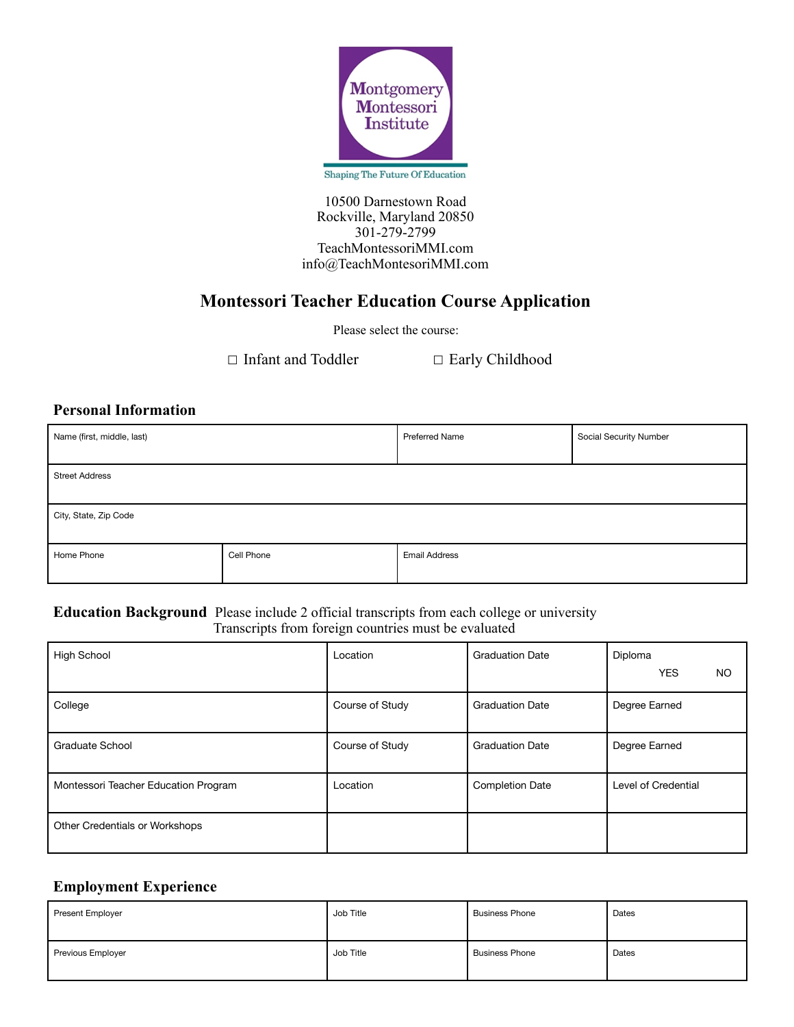Montgomery Montessori Institute

Shaping The Future Of Education

10500 Darnestown Road
Rockville, Maryland 20850
301-279-2799
TeachMontessoriMMI.com
info@TeachMontesoriMMI.com

# Montessori Teacher Education Course Application

Please select the course:

☐ Infant and Toddler ☐ Early Childhood

## Personal Information

| Name (first, middle, last) | | Preferred Name | Social Security Number |
|---|---|---|---|
| Street Address | | | |
| City, State, Zip Code | | | |
| Home Phone | Cell Phone | Email Address | |

## Education Background

Please include 2 official transcripts from each college or university
Transcripts from foreign countries must be evaluated

| High School | Location | Graduation Date | Diploma YES NO |
|---|---|---|---|
| College | Course of Study | Graduation Date | Degree Earned |
| Graduate School | Course of Study | Graduation Date | Degree Earned |
| Montessori Teacher Education Program | Location | Completion Date | Level of Credential |
| Other Credentials or Workshops | | | |

## Employment Experience

| Present Employer | Job Title | Business Phone | Dates |
|---|---|---|---|
| Previous Employer | Job Title | Business Phone | Dates |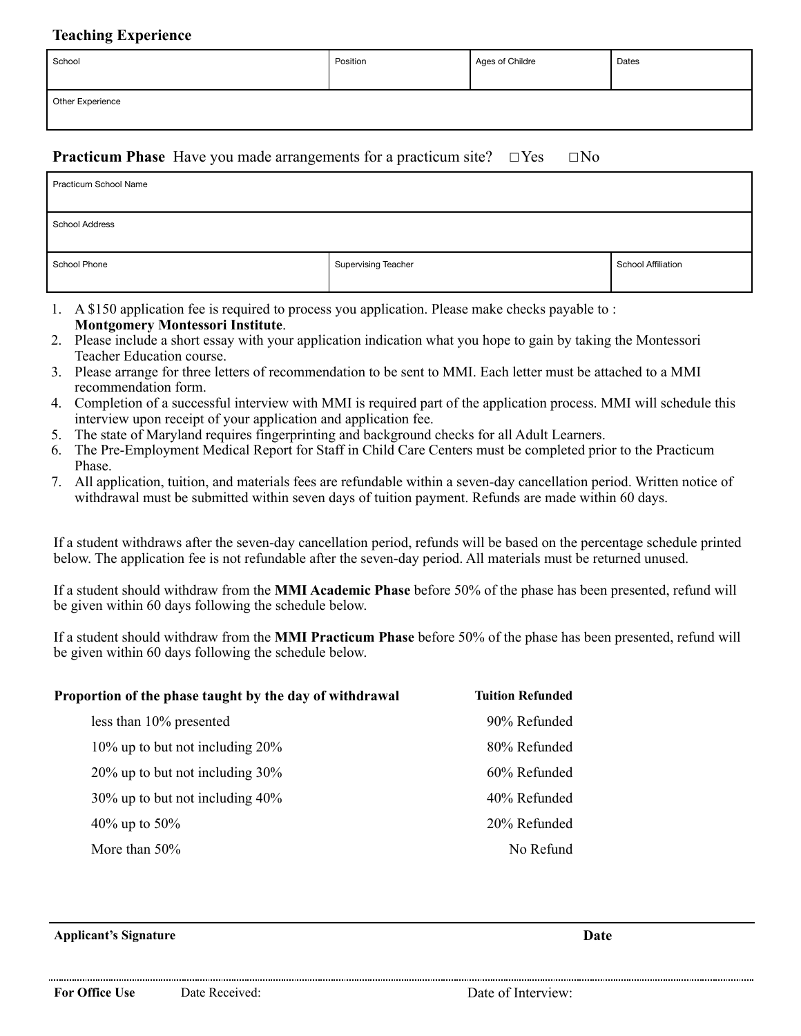## Teaching Experience

| School | Position | Ages of Childre | Dates |
|---|---|---|---|
| | | | |

| Other Experience |
|---|
| |

## Practicum Phase Have you made arrangements for a practicum site? ☐Yes ☐No

| Practicum School Name | | |
|---|---|---|
| School Address | | |
| School Phone | Supervising Teacher | School Affiliation |

1. A $150 application fee is required to process you application. Please make checks payable to : **Montgomery Montessori Institute**.
2. Please include a short essay with your application indication what you hope to gain by taking the Montessori Teacher Education course.
3. Please arrange for three letters of recommendation to be sent to MMI. Each letter must be attached to a MMI recommendation form.
4. Completion of a successful interview with MMI is required part of the application process. MMI will schedule this interview upon receipt of your application and application fee.
5. The state of Maryland requires fingerprinting and background checks for all Adult Learners.
6. The Pre-Employment Medical Report for Staff in Child Care Centers must be completed prior to the Practicum Phase.
7. All application, tuition, and materials fees are refundable within a seven-day cancellation period. Written notice of withdrawal must be submitted within seven days of tuition payment. Refunds are made within 60 days.

If a student withdraws after the seven-day cancellation period, refunds will be based on the percentage schedule printed below. The application fee is not refundable after the seven-day period. All materials must be returned unused.

If a student should withdraw from the **MMI Academic Phase** before 50% of the phase has been presented, refund will be given within 60 days following the schedule below.

If a student should withdraw from the **MMI Practicum Phase** before 50% of the phase has been presented, refund will be given within 60 days following the schedule below.

| Proportion of the phase taught by the day of withdrawal | Tuition Refunded |
|---|---|
| less than 10% presented | 90% Refunded |
| 10% up to but not including 20% | 80% Refunded |
| 20% up to but not including 30% | 60% Refunded |
| 30% up to but not including 40% | 40% Refunded |
| 40% up to 50% | 20% Refunded |
| More than 50% | No Refund |

**Applicant's Signature** **Date**

**For Office Use** Date Received: Date of Interview: